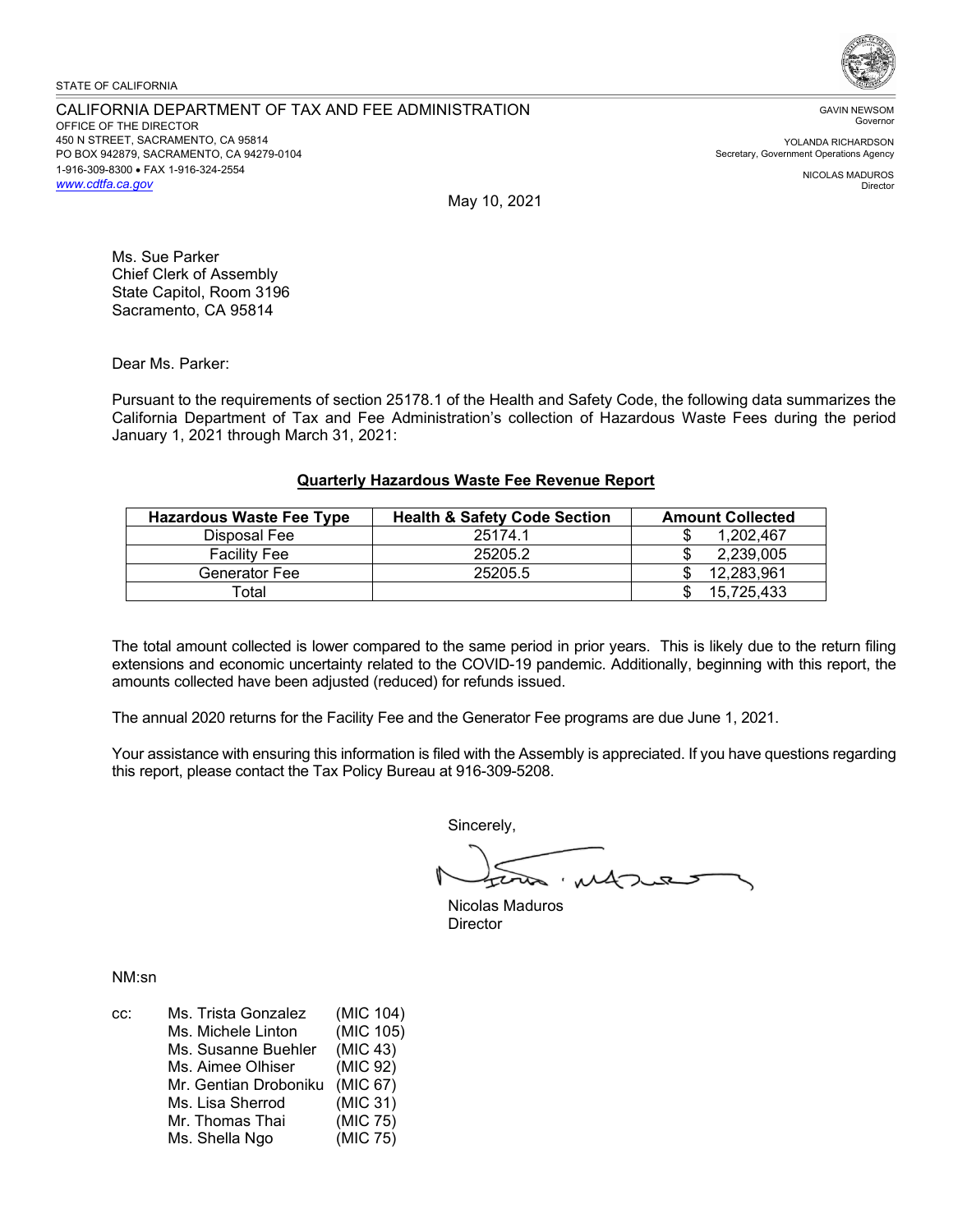STATE OF CALIFORNIA

CALIFORNIA DEPARTMENT OF TAX AND FEE ADMINISTRATION
OFFICE OF THE DIRECTOR
450 N STREET, SACRAMENTO, CA 95814
PO BOX 942879, SACRAMENTO, CA 94279-0104
1-916-309-8300 • FAX 1-916-324-2554
www.cdtfa.ca.gov

GAVIN NEWSOM
Governor

YOLANDA RICHARDSON
Secretary, Government Operations Agency

NICOLAS MADUROS
Director

May 10, 2021

Ms. Sue Parker
Chief Clerk of Assembly
State Capitol, Room 3196
Sacramento, CA 95814

Dear Ms. Parker:

Pursuant to the requirements of section 25178.1 of the Health and Safety Code, the following data summarizes the California Department of Tax and Fee Administration's collection of Hazardous Waste Fees during the period January 1, 2021 through March 31, 2021:

**Quarterly Hazardous Waste Fee Revenue Report**

| Hazardous Waste Fee Type | Health & Safety Code Section | Amount Collected |
|---|---|---|
| Disposal Fee | 25174.1 | $ 1,202,467 |
| Facility Fee | 25205.2 | $ 2,239,005 |
| Generator Fee | 25205.5 | $ 12,283,961 |
| Total | | $ 15,725,433 |

The total amount collected is lower compared to the same period in prior years. This is likely due to the return filing extensions and economic uncertainty related to the COVID-19 pandemic. Additionally, beginning with this report, the amounts collected have been adjusted (reduced) for refunds issued.

The annual 2020 returns for the Facility Fee and the Generator Fee programs are due June 1, 2021.

Your assistance with ensuring this information is filed with the Assembly is appreciated. If you have questions regarding this report, please contact the Tax Policy Bureau at 916-309-5208.

Sincerely,

Nicolas Maduros
Director

NM:sn

cc: Ms. Trista Gonzalez (MIC 104)
Ms. Michele Linton (MIC 105)
Ms. Susanne Buehler (MIC 43)
Ms. Aimee Olhiser (MIC 92)
Mr. Gentian Droboniku (MIC 67)
Ms. Lisa Sherrod (MIC 31)
Mr. Thomas Thai (MIC 75)
Ms. Shella Ngo (MIC 75)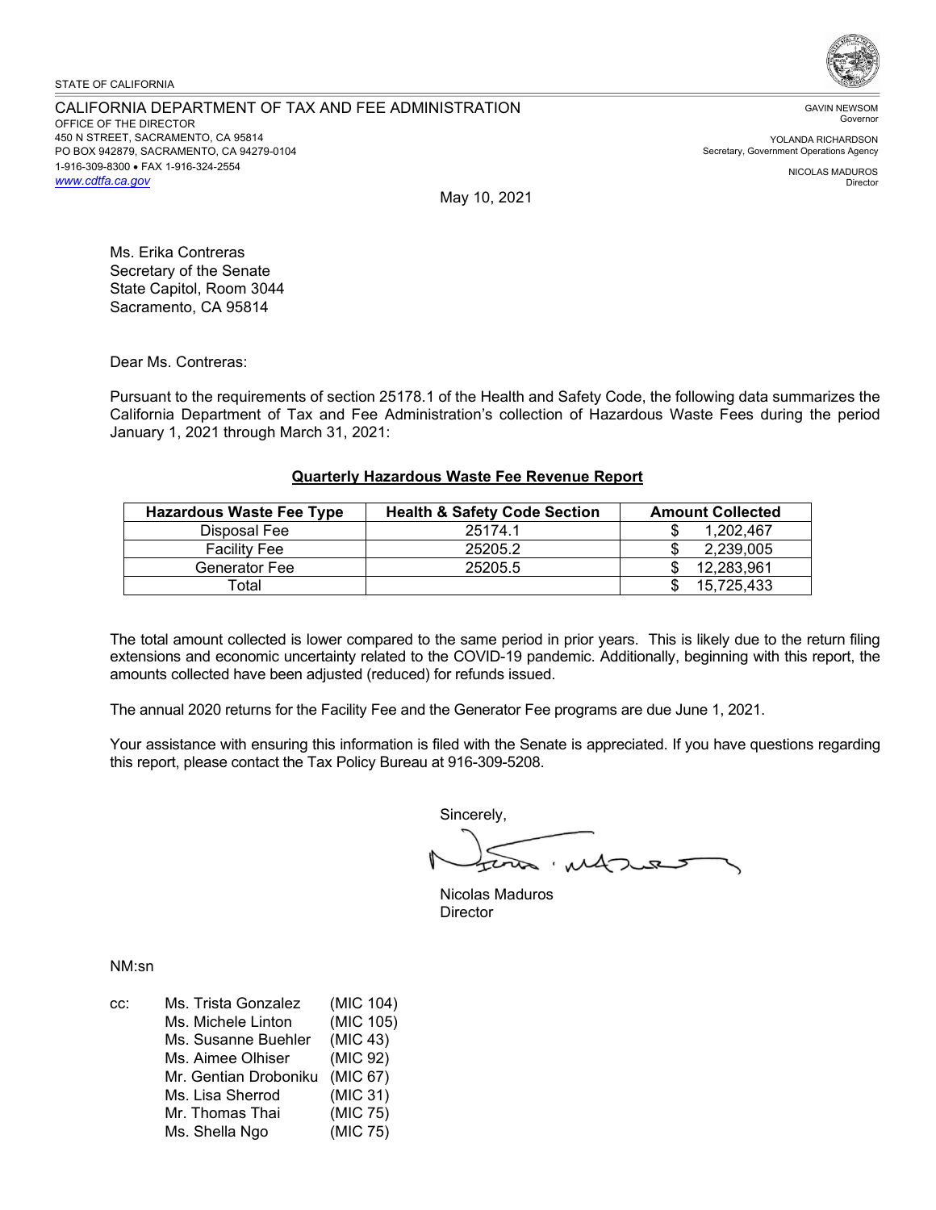STATE OF CALIFORNIA

CALIFORNIA DEPARTMENT OF TAX AND FEE ADMINISTRATION
OFFICE OF THE DIRECTOR
450 N STREET, SACRAMENTO, CA 95814
PO BOX 942879, SACRAMENTO, CA 94279-0104
1-916-309-8300 • FAX 1-916-324-2554
www.cdtfa.ca.gov

GAVIN NEWSOM
Governor

YOLANDA RICHARDSON
Secretary, Government Operations Agency

NICOLAS MADUROS
Director

May 10, 2021

Ms. Erika Contreras
Secretary of the Senate
State Capitol, Room 3044
Sacramento, CA 95814

Dear Ms. Contreras:

Pursuant to the requirements of section 25178.1 of the Health and Safety Code, the following data summarizes the California Department of Tax and Fee Administration's collection of Hazardous Waste Fees during the period January 1, 2021 through March 31, 2021:

**Quarterly Hazardous Waste Fee Revenue Report**

| Hazardous Waste Fee Type | Health & Safety Code Section | Amount Collected |
|---|---|---|
| Disposal Fee | 25174.1 | $ 1,202,467 |
| Facility Fee | 25205.2 | $ 2,239,005 |
| Generator Fee | 25205.5 | $ 12,283,961 |
| Total | | $ 15,725,433 |

The total amount collected is lower compared to the same period in prior years. This is likely due to the return filing extensions and economic uncertainty related to the COVID-19 pandemic. Additionally, beginning with this report, the amounts collected have been adjusted (reduced) for refunds issued.

The annual 2020 returns for the Facility Fee and the Generator Fee programs are due June 1, 2021.

Your assistance with ensuring this information is filed with the Senate is appreciated. If you have questions regarding this report, please contact the Tax Policy Bureau at 916-309-5208.

Sincerely,

Nicolas Maduros
Director

NM:sn

cc: Ms. Trista Gonzalez (MIC 104)
Ms. Michele Linton (MIC 105)
Ms. Susanne Buehler (MIC 43)
Ms. Aimee Olhiser (MIC 92)
Mr. Gentian Droboniku (MIC 67)
Ms. Lisa Sherrod (MIC 31)
Mr. Thomas Thai (MIC 75)
Ms. Shella Ngo (MIC 75)